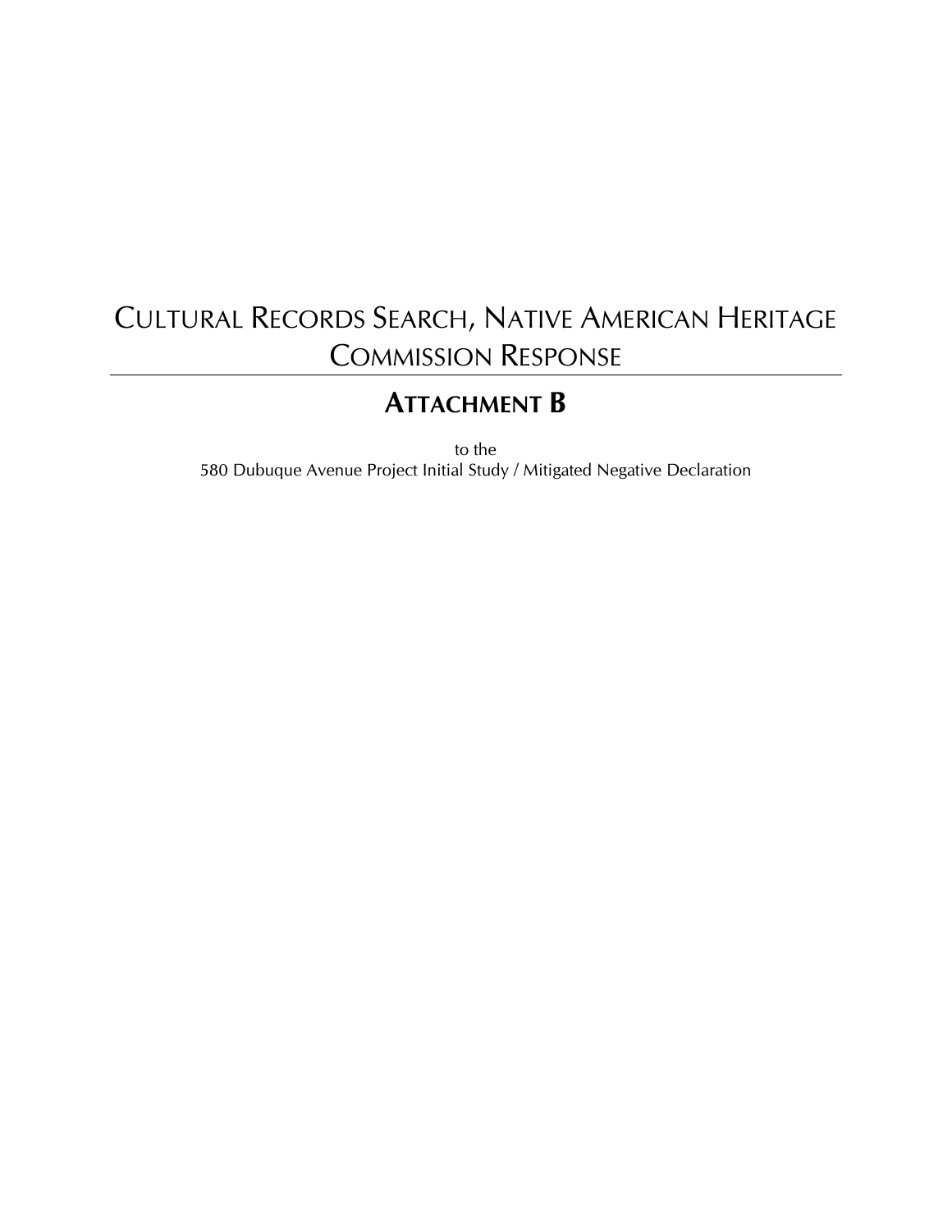# Cultural Records Search, Native American Heritage Commission Response

## Attachment B

to the
580 Dubuque Avenue Project Initial Study / Mitigated Negative Declaration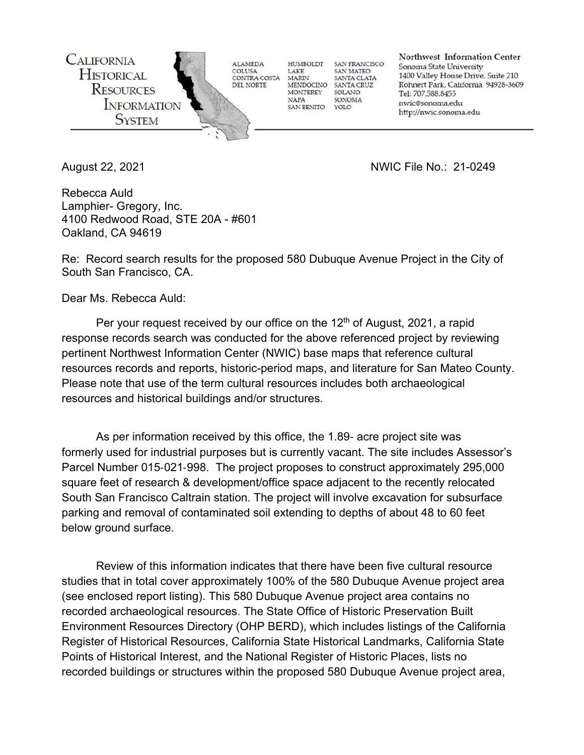CALIFORNIA HISTORICAL RESOURCES INFORMATION SYSTEM

ALAMEDA COLUSA CONTRA COSTA DEL NORTE HUMBOLDT LAKE MARIN MENDOCINO MONTEREY NAPA SAN BENITO SAN FRANCISCO SAN MATEO SANTA CLATA SANTA CRUZ SOLANO SONOMA YOLO

**Northwest Information Center**
Sonoma State University
1400 Valley House Drive, Suite 210
Rohnert Park, California 94928-3609
Tel: 707.588.8455
nwic@sonoma.edu
http://nwic.sonoma.edu

---

August 22, 2021 NWIC File No.: 21-0249

Rebecca Auld
Lamphier- Gregory, Inc.
4100 Redwood Road, STE 20A - #601
Oakland, CA 94619

Re: Record search results for the proposed 580 Dubuque Avenue Project in the City of South San Francisco, CA.

Dear Ms. Rebecca Auld:

Per your request received by our office on the 12th of August, 2021, a rapid response records search was conducted for the above referenced project by reviewing pertinent Northwest Information Center (NWIC) base maps that reference cultural resources records and reports, historic-period maps, and literature for San Mateo County. Please note that use of the term cultural resources includes both archaeological resources and historical buildings and/or structures.

As per information received by this office, the 1.89- acre project site was formerly used for industrial purposes but is currently vacant. The site includes Assessor's Parcel Number 015-021-998. The project proposes to construct approximately 295,000 square feet of research & development/office space adjacent to the recently relocated South San Francisco Caltrain station. The project will involve excavation for subsurface parking and removal of contaminated soil extending to depths of about 48 to 60 feet below ground surface.

Review of this information indicates that there have been five cultural resource studies that in total cover approximately 100% of the 580 Dubuque Avenue project area (see enclosed report listing). This 580 Dubuque Avenue project area contains no recorded archaeological resources. The State Office of Historic Preservation Built Environment Resources Directory (OHP BERD), which includes listings of the California Register of Historical Resources, California State Historical Landmarks, California State Points of Historical Interest, and the National Register of Historic Places, lists no recorded buildings or structures within the proposed 580 Dubuque Avenue project area,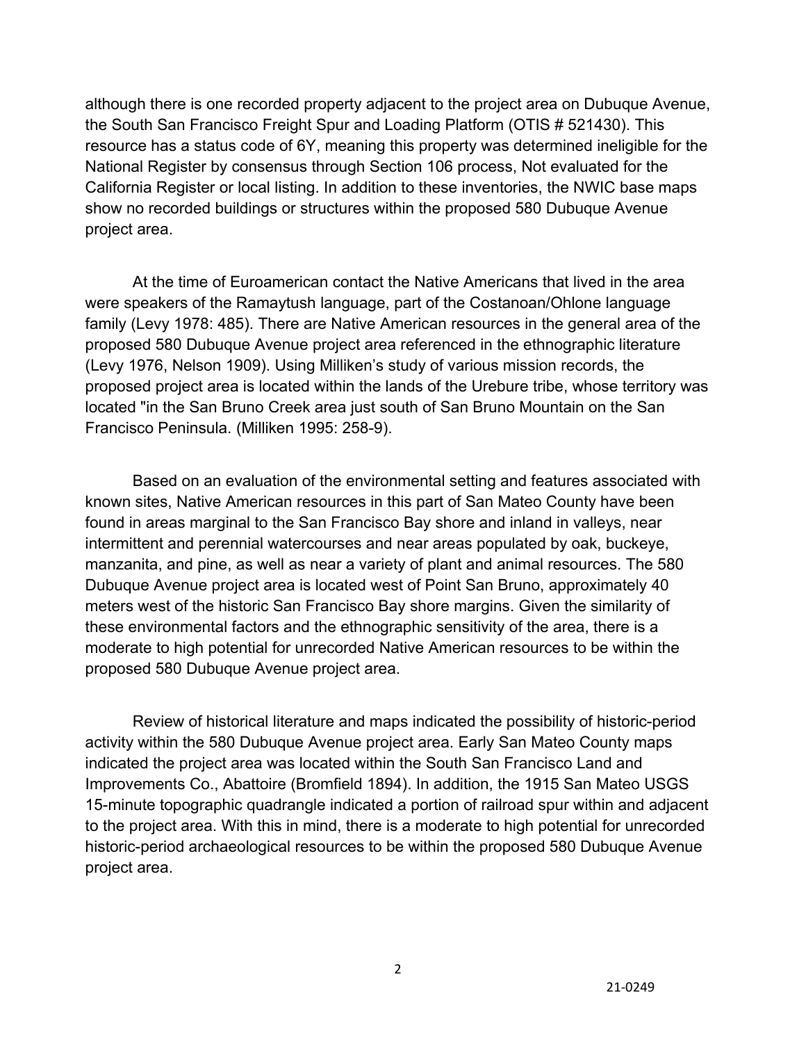although there is one recorded property adjacent to the project area on Dubuque Avenue, the South San Francisco Freight Spur and Loading Platform (OTIS # 521430). This resource has a status code of 6Y, meaning this property was determined ineligible for the National Register by consensus through Section 106 process, Not evaluated for the California Register or local listing. In addition to these inventories, the NWIC base maps show no recorded buildings or structures within the proposed 580 Dubuque Avenue project area.

At the time of Euroamerican contact the Native Americans that lived in the area were speakers of the Ramaytush language, part of the Costanoan/Ohlone language family (Levy 1978: 485). There are Native American resources in the general area of the proposed 580 Dubuque Avenue project area referenced in the ethnographic literature (Levy 1976, Nelson 1909). Using Milliken's study of various mission records, the proposed project area is located within the lands of the Urebure tribe, whose territory was located "in the San Bruno Creek area just south of San Bruno Mountain on the San Francisco Peninsula. (Milliken 1995: 258-9).

Based on an evaluation of the environmental setting and features associated with known sites, Native American resources in this part of San Mateo County have been found in areas marginal to the San Francisco Bay shore and inland in valleys, near intermittent and perennial watercourses and near areas populated by oak, buckeye, manzanita, and pine, as well as near a variety of plant and animal resources. The 580 Dubuque Avenue project area is located west of Point San Bruno, approximately 40 meters west of the historic San Francisco Bay shore margins. Given the similarity of these environmental factors and the ethnographic sensitivity of the area, there is a moderate to high potential for unrecorded Native American resources to be within the proposed 580 Dubuque Avenue project area.

Review of historical literature and maps indicated the possibility of historic-period activity within the 580 Dubuque Avenue project area. Early San Mateo County maps indicated the project area was located within the South San Francisco Land and Improvements Co., Abattoire (Bromfield 1894). In addition, the 1915 San Mateo USGS 15-minute topographic quadrangle indicated a portion of railroad spur within and adjacent to the project area. With this in mind, there is a moderate to high potential for unrecorded historic-period archaeological resources to be within the proposed 580 Dubuque Avenue project area.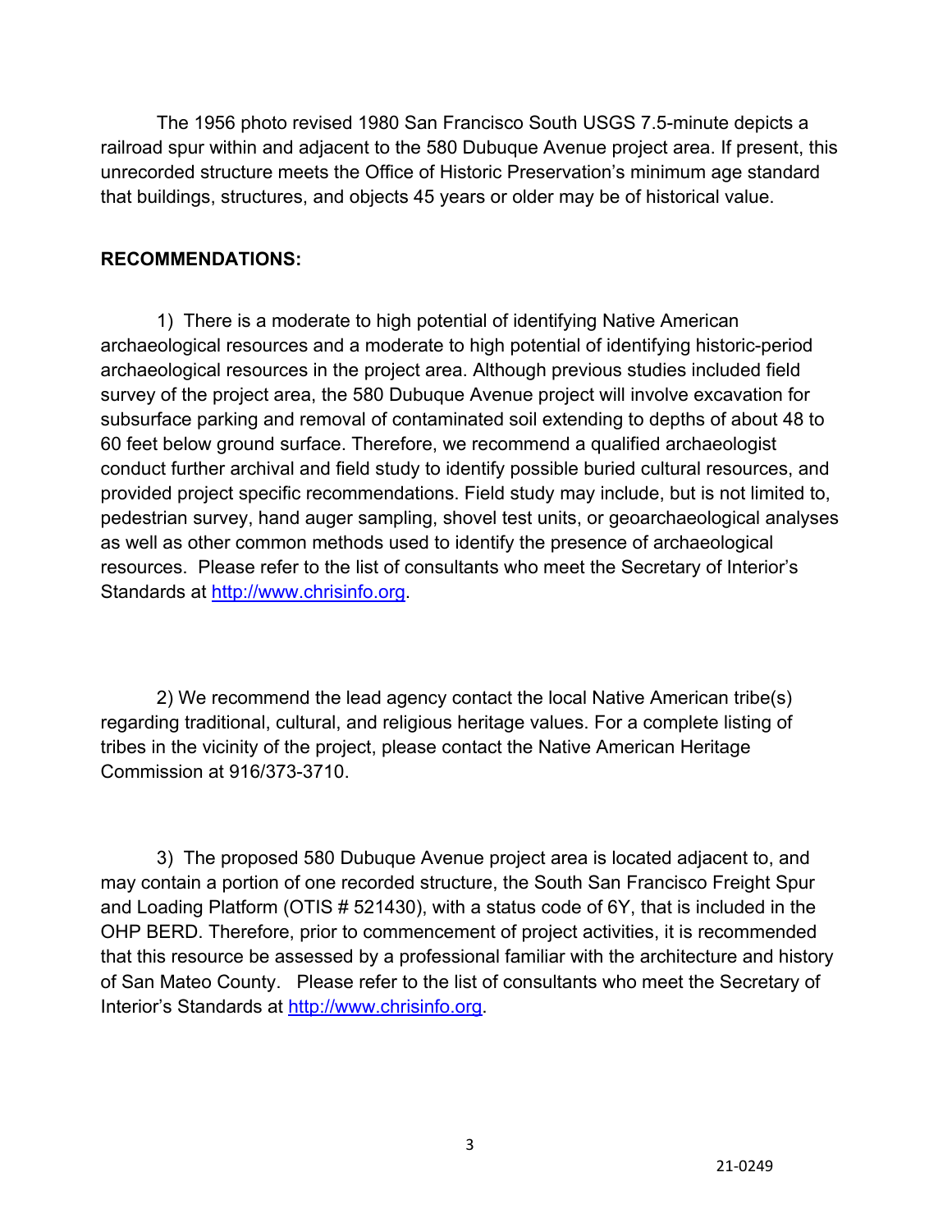The 1956 photo revised 1980 San Francisco South USGS 7.5-minute depicts a railroad spur within and adjacent to the 580 Dubuque Avenue project area. If present, this unrecorded structure meets the Office of Historic Preservation's minimum age standard that buildings, structures, and objects 45 years or older may be of historical value.

**RECOMMENDATIONS:**

1) There is a moderate to high potential of identifying Native American archaeological resources and a moderate to high potential of identifying historic-period archaeological resources in the project area. Although previous studies included field survey of the project area, the 580 Dubuque Avenue project will involve excavation for subsurface parking and removal of contaminated soil extending to depths of about 48 to 60 feet below ground surface. Therefore, we recommend a qualified archaeologist conduct further archival and field study to identify possible buried cultural resources, and provided project specific recommendations. Field study may include, but is not limited to, pedestrian survey, hand auger sampling, shovel test units, or geoarchaeological analyses as well as other common methods used to identify the presence of archaeological resources. Please refer to the list of consultants who meet the Secretary of Interior's Standards at [http://www.chrisinfo.org](http://www.chrisinfo.org).

2) We recommend the lead agency contact the local Native American tribe(s) regarding traditional, cultural, and religious heritage values. For a complete listing of tribes in the vicinity of the project, please contact the Native American Heritage Commission at 916/373-3710.

3) The proposed 580 Dubuque Avenue project area is located adjacent to, and may contain a portion of one recorded structure, the South San Francisco Freight Spur and Loading Platform (OTIS # 521430), with a status code of 6Y, that is included in the OHP BERD. Therefore, prior to commencement of project activities, it is recommended that this resource be assessed by a professional familiar with the architecture and history of San Mateo County. Please refer to the list of consultants who meet the Secretary of Interior's Standards at [http://www.chrisinfo.org](http://www.chrisinfo.org).

21-0249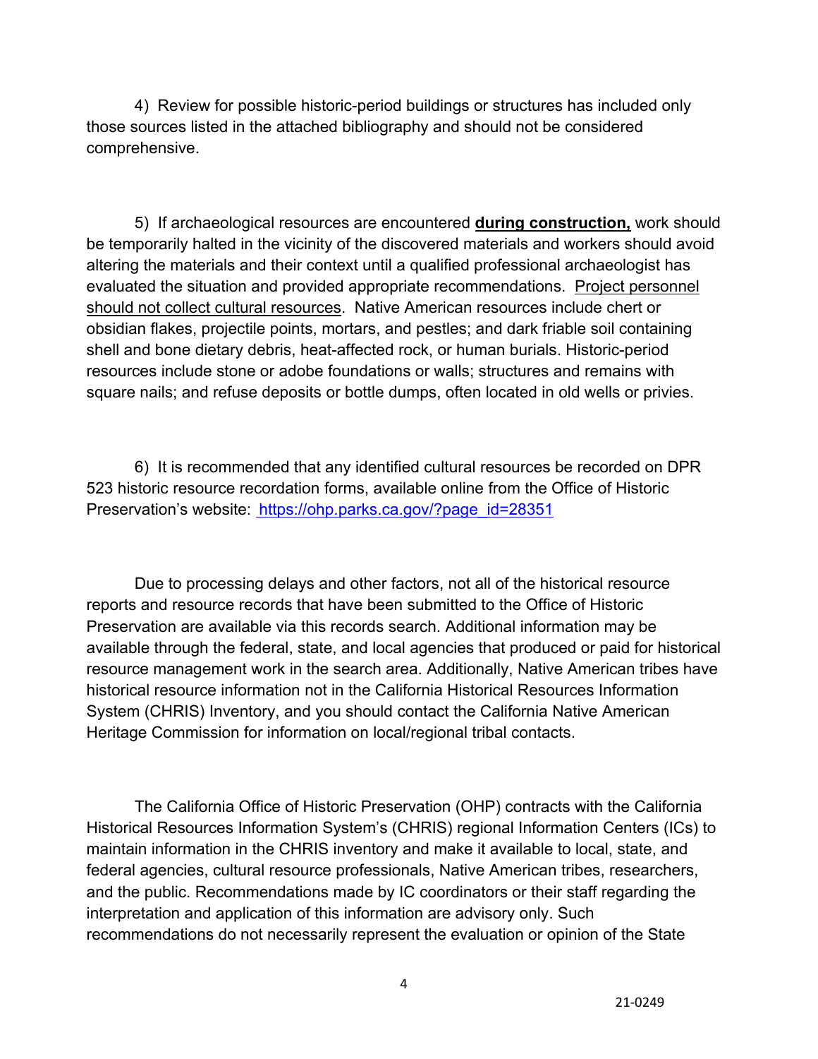4) Review for possible historic-period buildings or structures has included only those sources listed in the attached bibliography and should not be considered comprehensive.

5) If archaeological resources are encountered <u>**during construction,**</u> work should be temporarily halted in the vicinity of the discovered materials and workers should avoid altering the materials and their context until a qualified professional archaeologist has evaluated the situation and provided appropriate recommendations. <u>Project personnel should not collect cultural resources</u>. Native American resources include chert or obsidian flakes, projectile points, mortars, and pestles; and dark friable soil containing shell and bone dietary debris, heat-affected rock, or human burials. Historic-period resources include stone or adobe foundations or walls; structures and remains with square nails; and refuse deposits or bottle dumps, often located in old wells or privies.

6) It is recommended that any identified cultural resources be recorded on DPR 523 historic resource recordation forms, available online from the Office of Historic Preservation's website: [https://ohp.parks.ca.gov/?page_id=28351](https://ohp.parks.ca.gov/?page_id=28351)

Due to processing delays and other factors, not all of the historical resource reports and resource records that have been submitted to the Office of Historic Preservation are available via this records search. Additional information may be available through the federal, state, and local agencies that produced or paid for historical resource management work in the search area. Additionally, Native American tribes have historical resource information not in the California Historical Resources Information System (CHRIS) Inventory, and you should contact the California Native American Heritage Commission for information on local/regional tribal contacts.

The California Office of Historic Preservation (OHP) contracts with the California Historical Resources Information System's (CHRIS) regional Information Centers (ICs) to maintain information in the CHRIS inventory and make it available to local, state, and federal agencies, cultural resource professionals, Native American tribes, researchers, and the public. Recommendations made by IC coordinators or their staff regarding the interpretation and application of this information are advisory only. Such recommendations do not necessarily represent the evaluation or opinion of the State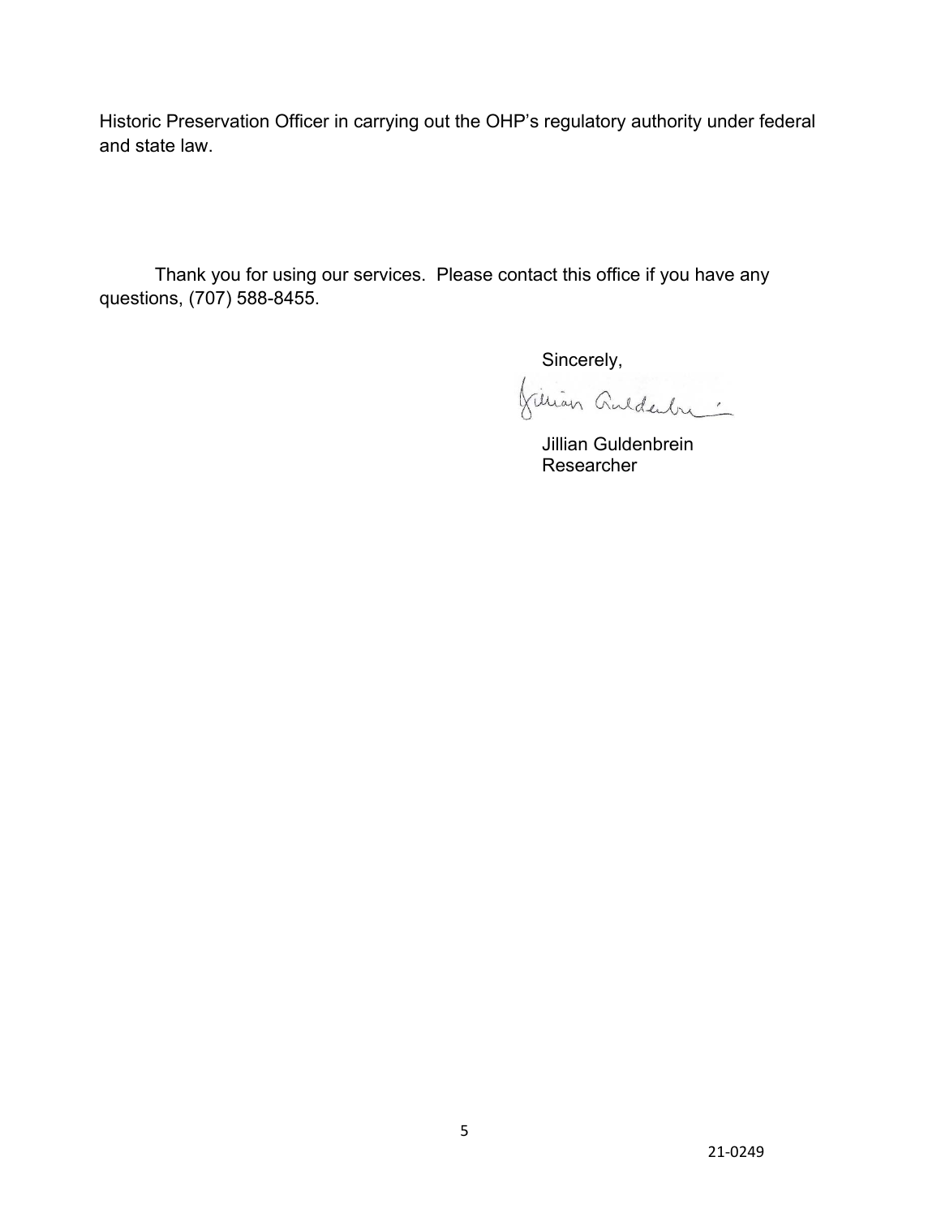Historic Preservation Officer in carrying out the OHP's regulatory authority under federal and state law.

Thank you for using our services. Please contact this office if you have any questions, (707) 588-8455.

Sincerely,

Jillian Guldenbrein
Researcher

21-0249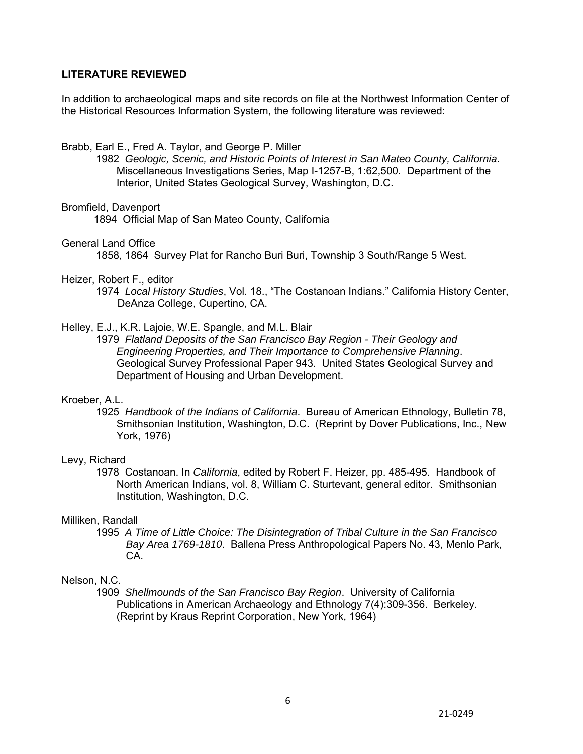## LITERATURE REVIEWED

In addition to archaeological maps and site records on file at the Northwest Information Center of the Historical Resources Information System, the following literature was reviewed:

Brabb, Earl E., Fred A. Taylor, and George P. Miller
> 1982 *Geologic, Scenic, and Historic Points of Interest in San Mateo County, California*. Miscellaneous Investigations Series, Map I-1257-B, 1:62,500. Department of the Interior, United States Geological Survey, Washington, D.C.

Bromfield, Davenport
> 1894 Official Map of San Mateo County, California

General Land Office
> 1858, 1864 Survey Plat for Rancho Buri Buri, Township 3 South/Range 5 West.

Heizer, Robert F., editor
> 1974 *Local History Studies*, Vol. 18., "The Costanoan Indians." California History Center, DeAnza College, Cupertino, CA.

Helley, E.J., K.R. Lajoie, W.E. Spangle, and M.L. Blair
> 1979 *Flatland Deposits of the San Francisco Bay Region - Their Geology and Engineering Properties, and Their Importance to Comprehensive Planning*. Geological Survey Professional Paper 943. United States Geological Survey and Department of Housing and Urban Development.

Kroeber, A.L.
> 1925 *Handbook of the Indians of California*. Bureau of American Ethnology, Bulletin 78, Smithsonian Institution, Washington, D.C. (Reprint by Dover Publications, Inc., New York, 1976)

Levy, Richard
> 1978 Costanoan. In *California*, edited by Robert F. Heizer, pp. 485-495. Handbook of North American Indians, vol. 8, William C. Sturtevant, general editor. Smithsonian Institution, Washington, D.C.

Milliken, Randall
> 1995 *A Time of Little Choice: The Disintegration of Tribal Culture in the San Francisco Bay Area 1769-1810*. Ballena Press Anthropological Papers No. 43, Menlo Park, CA.

Nelson, N.C.
> 1909 *Shellmounds of the San Francisco Bay Region*. University of California Publications in American Archaeology and Ethnology 7(4):309-356. Berkeley. (Reprint by Kraus Reprint Corporation, New York, 1964)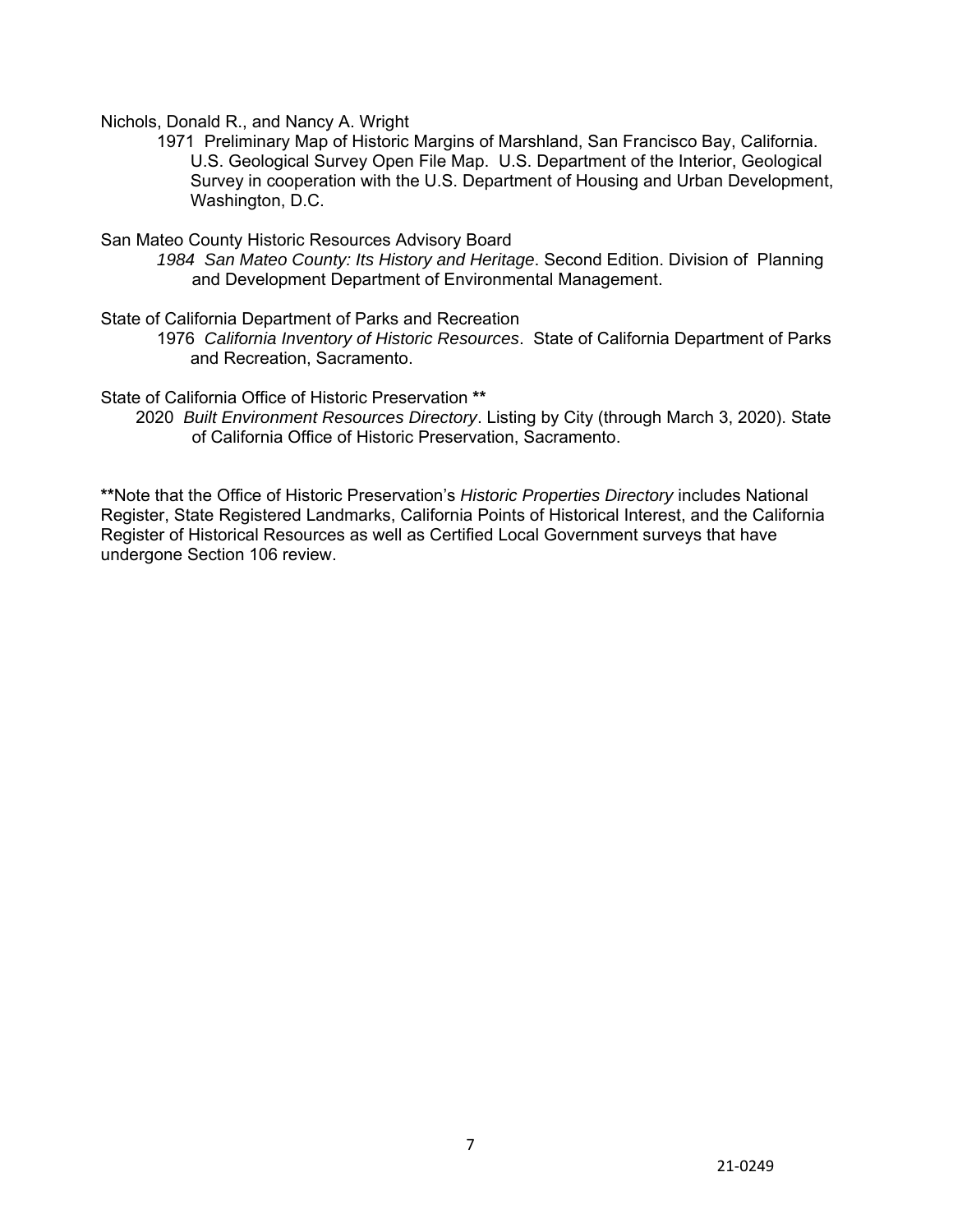Nichols, Donald R., and Nancy A. Wright

1971 Preliminary Map of Historic Margins of Marshland, San Francisco Bay, California. U.S. Geological Survey Open File Map. U.S. Department of the Interior, Geological Survey in cooperation with the U.S. Department of Housing and Urban Development, Washington, D.C.

San Mateo County Historic Resources Advisory Board

*1984 San Mateo County: Its History and Heritage*. Second Edition. Division of Planning and Development Department of Environmental Management.

State of California Department of Parks and Recreation

1976 *California Inventory of Historic Resources*. State of California Department of Parks and Recreation, Sacramento.

State of California Office of Historic Preservation **

2020 *Built Environment Resources Directory*. Listing by City (through March 3, 2020). State of California Office of Historic Preservation, Sacramento.

**Note that the Office of Historic Preservation's *Historic Properties Directory* includes National Register, State Registered Landmarks, California Points of Historical Interest, and the California Register of Historical Resources as well as Certified Local Government surveys that have undergone Section 106 review.

21-0249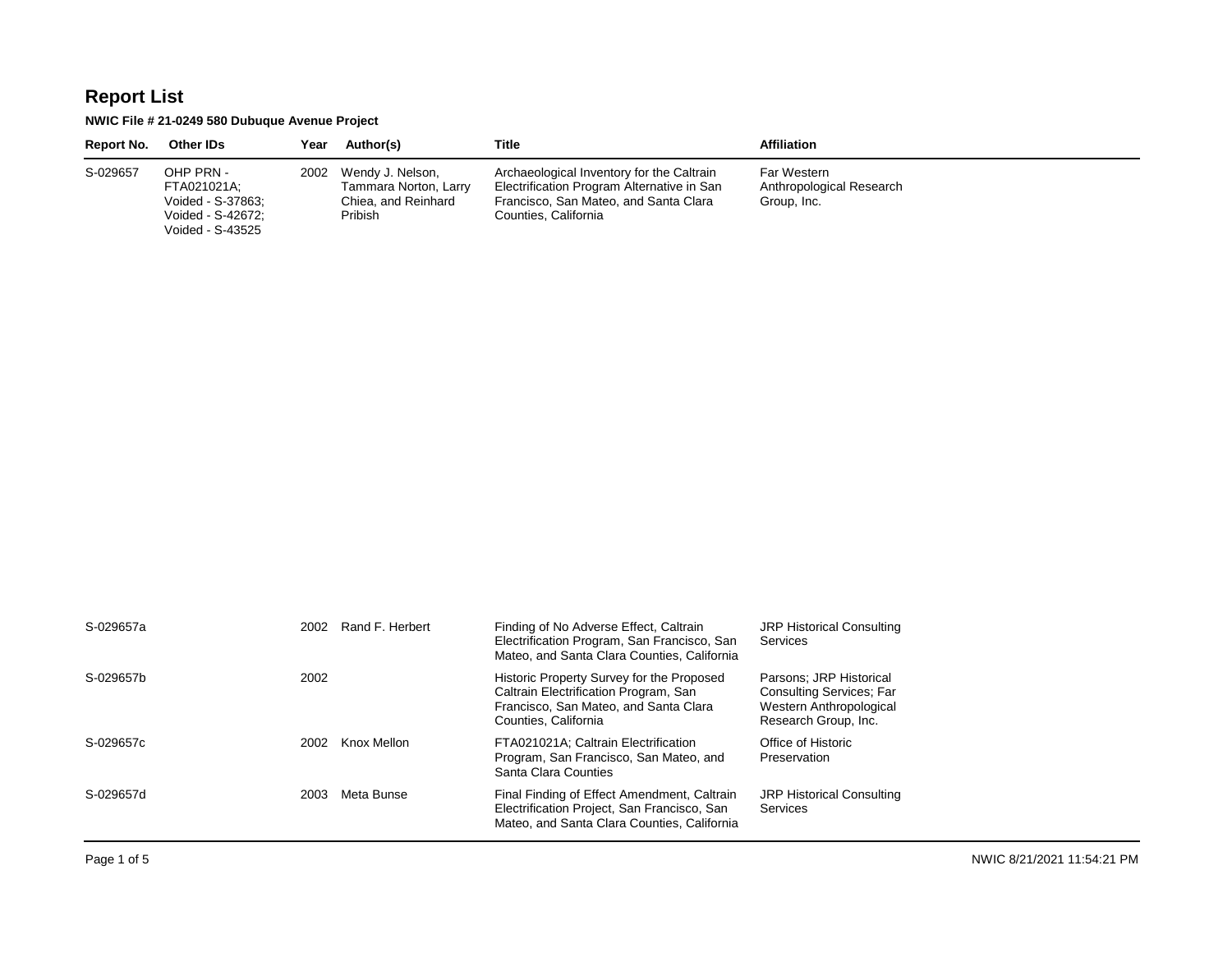# Report List

**NWIC File # 21-0249 580 Dubuque Avenue Project**

| Report No. | Other IDs | Year | Author(s) | Title | Affiliation |
|---|---|---|---|---|---|
| S-029657 | OHP PRN - FTA021021A; Voided - S-37863; Voided - S-42672; Voided - S-43525 | 2002 | Wendy J. Nelson, Tammara Norton, Larry Chiea, and Reinhard Pribish | Archaeological Inventory for the Caltrain Electrification Program Alternative in San Francisco, San Mateo, and Santa Clara Counties, California | Far Western Anthropological Research Group, Inc. |
| S-029657a | | 2002 | Rand F. Herbert | Finding of No Adverse Effect, Caltrain Electrification Program, San Francisco, San Mateo, and Santa Clara Counties, California | JRP Historical Consulting Services |
| S-029657b | | 2002 | | Historic Property Survey for the Proposed Caltrain Electrification Program, San Francisco, San Mateo, and Santa Clara Counties, California | Parsons; JRP Historical Consulting Services; Far Western Anthropological Research Group, Inc. |
| S-029657c | | 2002 | Knox Mellon | FTA021021A; Caltrain Electrification Program, San Francisco, San Mateo, and Santa Clara Counties | Office of Historic Preservation |
| S-029657d | | 2003 | Meta Bunse | Final Finding of Effect Amendment, Caltrain Electrification Project, San Francisco, San Mateo, and Santa Clara Counties, California | JRP Historical Consulting Services |

NWIC 8/21/2021 11:54:21 PM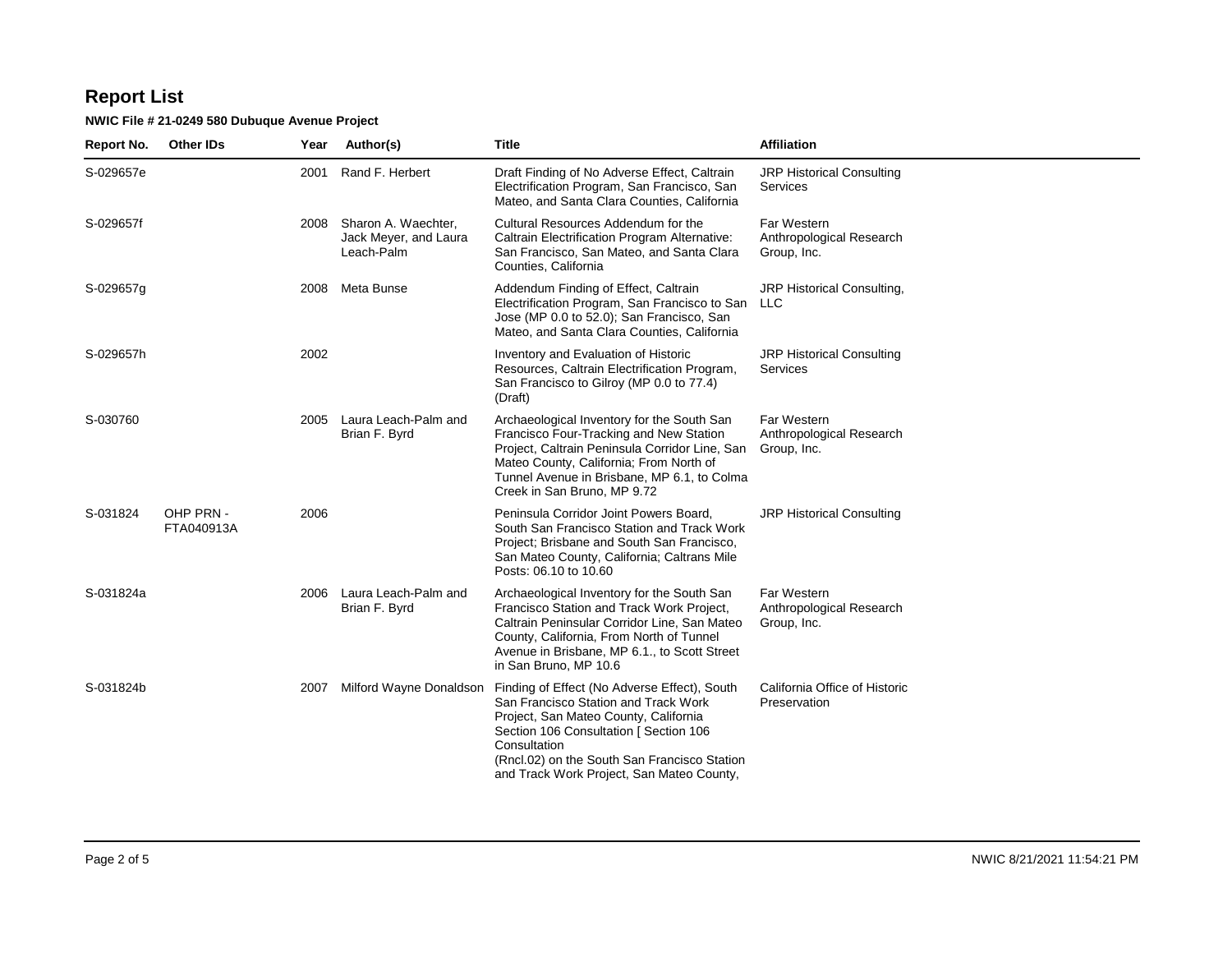# Report List

**NWIC File # 21-0249 580 Dubuque Avenue Project**

| Report No. | Other IDs | Year | Author(s) | Title | Affiliation |
|---|---|---|---|---|---|
| S-029657e | | 2001 | Rand F. Herbert | Draft Finding of No Adverse Effect, Caltrain Electrification Program, San Francisco, San Mateo, and Santa Clara Counties, California | JRP Historical Consulting Services |
| S-029657f | | 2008 | Sharon A. Waechter, Jack Meyer, and Laura Leach-Palm | Cultural Resources Addendum for the Caltrain Electrification Program Alternative: San Francisco, San Mateo, and Santa Clara Counties, California | Far Western Anthropological Research Group, Inc. |
| S-029657g | | 2008 | Meta Bunse | Addendum Finding of Effect, Caltrain Electrification Program, San Francisco to San Jose (MP 0.0 to 52.0); San Francisco, San Mateo, and Santa Clara Counties, California | JRP Historical Consulting, LLC |
| S-029657h | | 2002 | | Inventory and Evaluation of Historic Resources, Caltrain Electrification Program, San Francisco to Gilroy (MP 0.0 to 77.4) (Draft) | JRP Historical Consulting Services |
| S-030760 | | 2005 | Laura Leach-Palm and Brian F. Byrd | Archaeological Inventory for the South San Francisco Four-Tracking and New Station Project, Caltrain Peninsula Corridor Line, San Mateo County, California; From North of Tunnel Avenue in Brisbane, MP 6.1, to Colma Creek in San Bruno, MP 9.72 | Far Western Anthropological Research Group, Inc. |
| S-031824 | OHP PRN - FTA040913A | 2006 | | Peninsula Corridor Joint Powers Board, South San Francisco Station and Track Work Project; Brisbane and South San Francisco, San Mateo County, California; Caltrans Mile Posts: 06.10 to 10.60 | JRP Historical Consulting |
| S-031824a | | 2006 | Laura Leach-Palm and Brian F. Byrd | Archaeological Inventory for the South San Francisco Station and Track Work Project, Caltrain Peninsular Corridor Line, San Mateo County, California, From North of Tunnel Avenue in Brisbane, MP 6.1., to Scott Street in San Bruno, MP 10.6 | Far Western Anthropological Research Group, Inc. |
| S-031824b | | 2007 | Milford Wayne Donaldson | Finding of Effect (No Adverse Effect), South San Francisco Station and Track Work Project, San Mateo County, California Section 106 Consultation [ Section 106 Consultation (Rncl.02) on the South San Francisco Station and Track Work Project, San Mateo County, | California Office of Historic Preservation |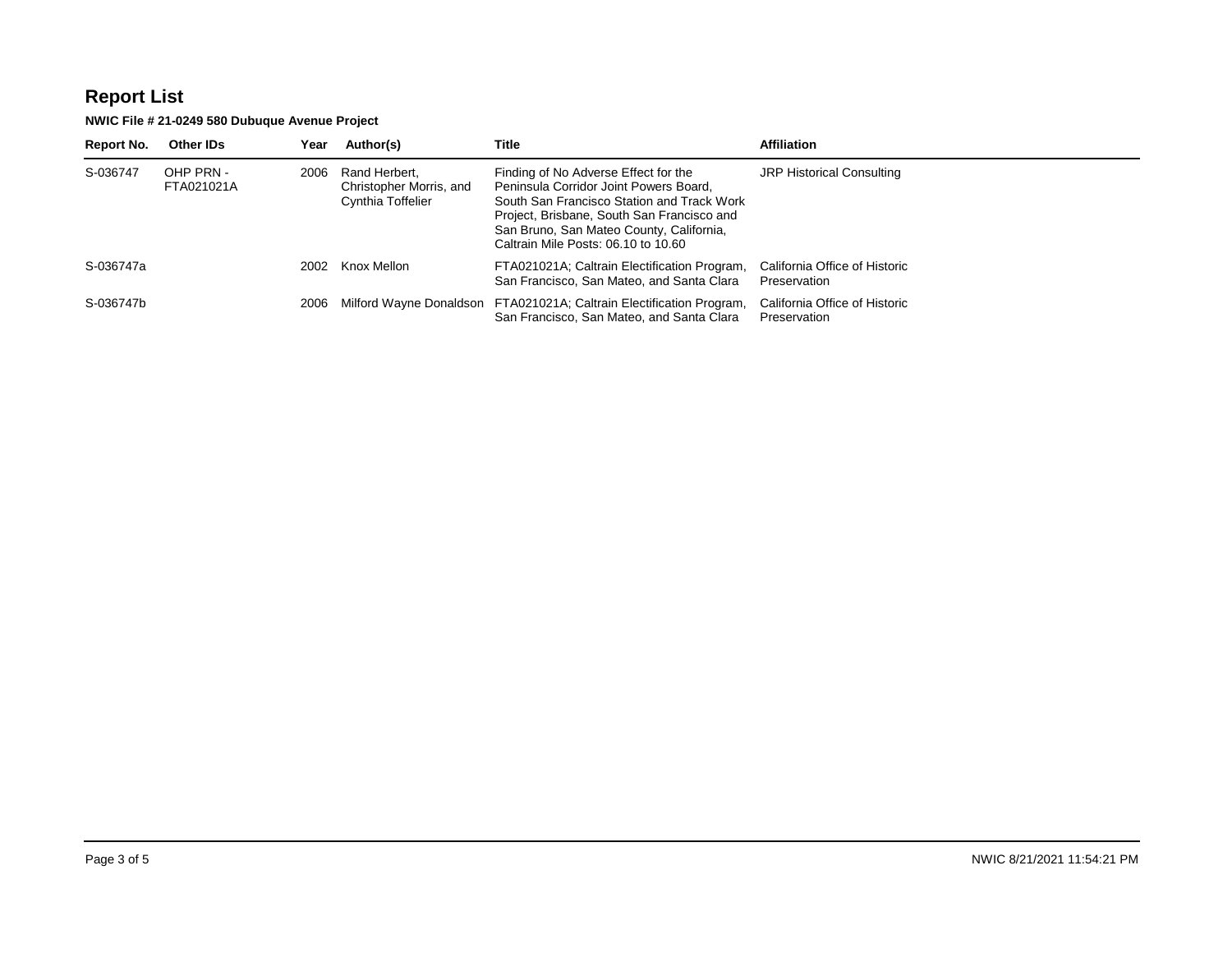# Report List

**NWIC File # 21-0249 580 Dubuque Avenue Project**

| Report No. | Other IDs | Year | Author(s) | Title | Affiliation |
|---|---|---|---|---|---|
| S-036747 | OHP PRN - FTA021021A | 2006 | Rand Herbert, Christopher Morris, and Cynthia Toffelier | Finding of No Adverse Effect for the Peninsula Corridor Joint Powers Board, South San Francisco Station and Track Work Project, Brisbane, South San Francisco and San Bruno, San Mateo County, California, Caltrain Mile Posts: 06.10 to 10.60 | JRP Historical Consulting |
| S-036747a | | 2002 | Knox Mellon | FTA021021A; Caltrain Electification Program, San Francisco, San Mateo, and Santa Clara | California Office of Historic Preservation |
| S-036747b | | 2006 | Milford Wayne Donaldson | FTA021021A; Caltrain Electification Program, San Francisco, San Mateo, and Santa Clara | California Office of Historic Preservation |

NWIC 8/21/2021 11:54:21 PM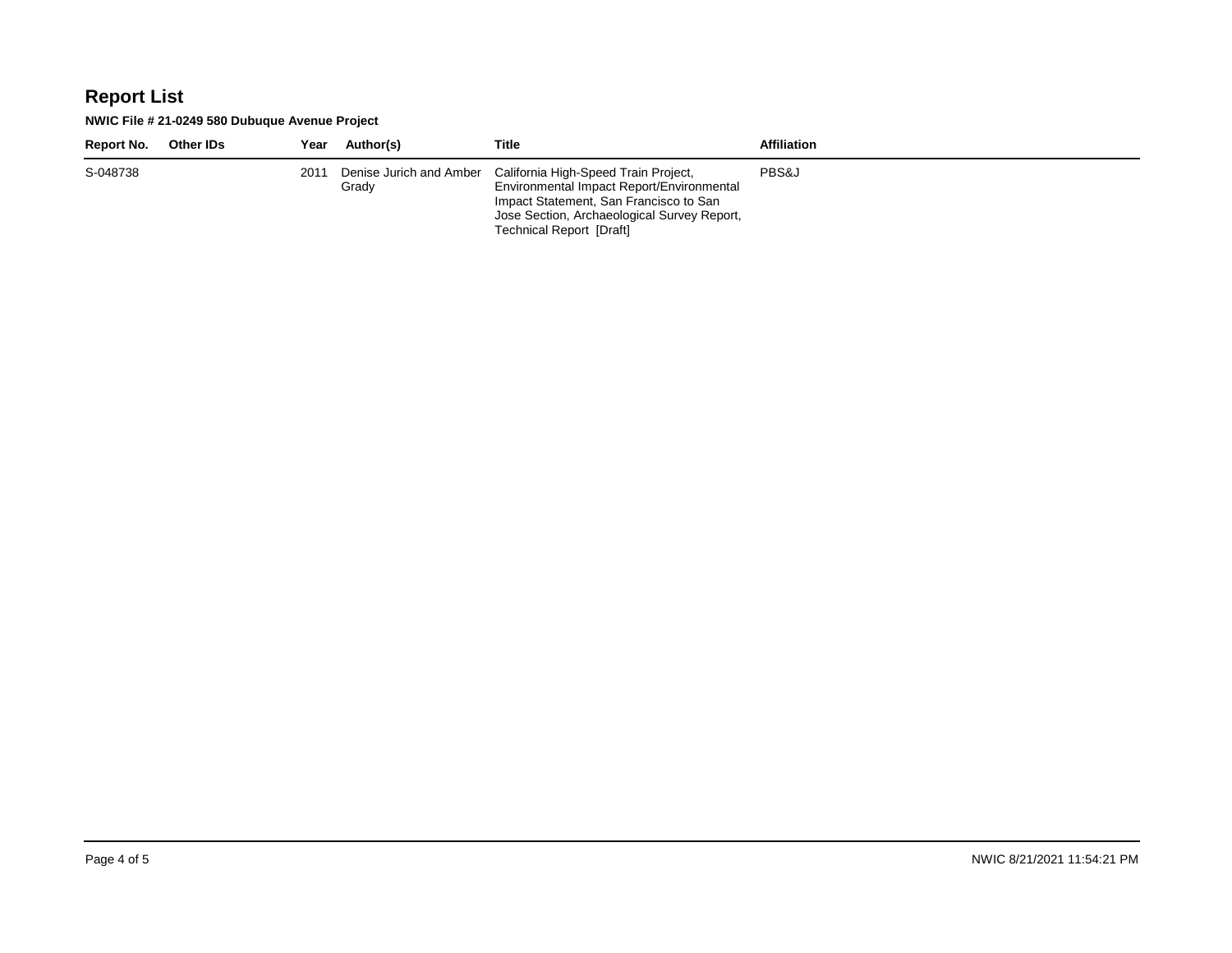# Report List

**NWIC File # 21-0249 580 Dubuque Avenue Project**

| Report No. | Other IDs | Year | Author(s) | Title | Affiliation |
|---|---|---|---|---|---|
| S-048738 | | 2011 | Denise Jurich and Amber Grady | California High-Speed Train Project, Environmental Impact Report/Environmental Impact Statement, San Francisco to San Jose Section, Archaeological Survey Report, Technical Report [Draft] | PBS&J |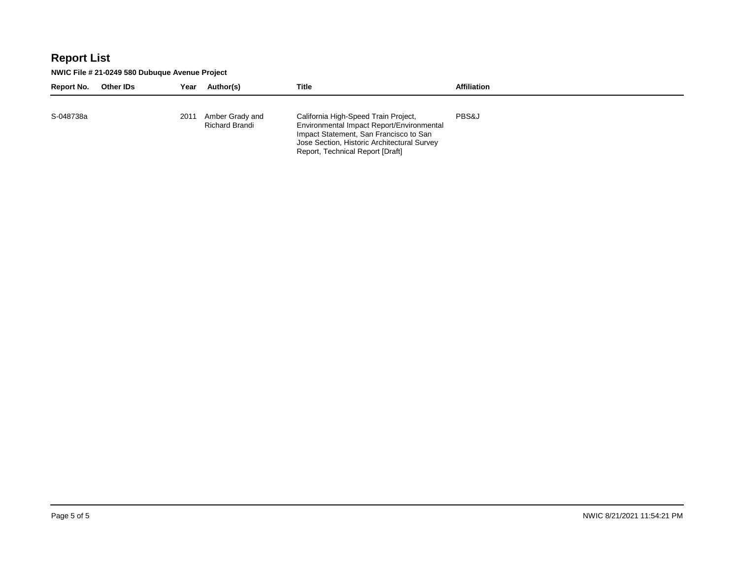# Report List

**NWIC File # 21-0249 580 Dubuque Avenue Project**

| Report No. | Other IDs | Year | Author(s) | Title | Affiliation |
|---|---|---|---|---|---|
| S-048738a | | 2011 | Amber Grady and Richard Brandi | California High-Speed Train Project, Environmental Impact Report/Environmental Impact Statement, San Francisco to San Jose Section, Historic Architectural Survey Report, Technical Report [Draft] | PBS&J |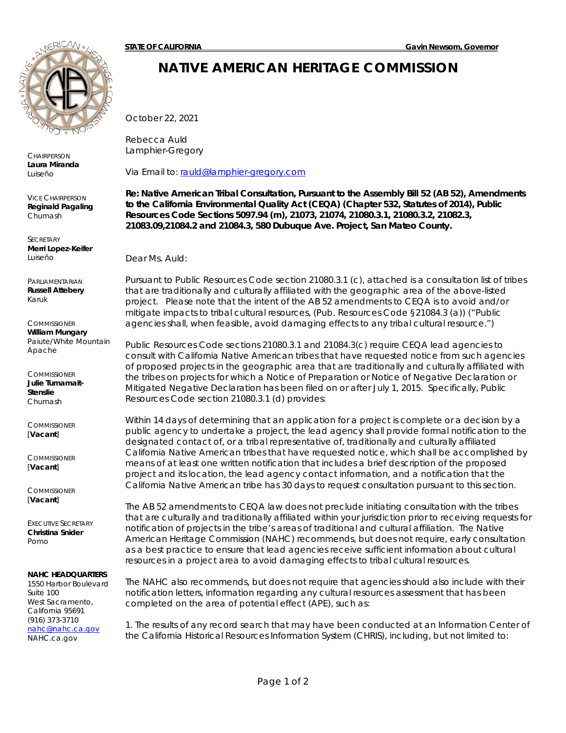**STATE OF CALIFORNIA** **Gavin Newsom, Governor**

# NATIVE AMERICAN HERITAGE COMMISSION

CHAIRPERSON
**Laura Miranda**
Luiseño

VICE CHAIRPERSON
**Reginald Pagaling**
Chumash

SECRETARY
**Merri Lopez-Keifer**
Luiseño

PARLIAMENTARIAN
**Russell Attebery**
Karuk

COMMISSIONER
**William Mungary**
Paiute/White Mountain Apache

COMMISSIONER
**Julie Tumamait-Stenslie**
Chumash

COMMISSIONER
[**Vacant**]

COMMISSIONER
[**Vacant**]

COMMISSIONER
[**Vacant**]

EXECUTIVE SECRETARY
**Christina Snider**
Pomo

**NAHC HEADQUARTERS**
1550 Harbor Boulevard
Suite 100
West Sacramento,
California 95691
(916) 373-3710
nahc@nahc.ca.gov
NAHC.ca.gov

October 22, 2021

Rebecca Auld
Lamphier-Gregory

Via Email to: rauld@lamphier-gregory.com

**Re: Native American Tribal Consultation, Pursuant to the Assembly Bill 52 (AB 52), Amendments to the California Environmental Quality Act (CEQA) (Chapter 532, Statutes of 2014), Public Resources Code Sections 5097.94 (m), 21073, 21074, 21080.3.1, 21080.3.2, 21082.3, 21083.09,21084.2 and 21084.3, 580 Dubuque Ave. Project, San Mateo County.**

Dear Ms. Auld:

Pursuant to Public Resources Code section 21080.3.1 (c), attached is a consultation list of tribes that are traditionally and culturally affiliated with the geographic area of the above-listed project. Please note that the intent of the AB 52 amendments to CEQA is to avoid and/or mitigate impacts to tribal cultural resources, (Pub. Resources Code §21084.3 (a)) ("Public agencies shall, when feasible, avoid damaging effects to any tribal cultural resource.")

Public Resources Code sections 21080.3.1 and 21084.3(c) require CEQA lead agencies to consult with California Native American tribes that have requested notice from such agencies of proposed projects in the geographic area that are traditionally and culturally affiliated with the tribes on projects for which a Notice of Preparation or Notice of Negative Declaration or Mitigated Negative Declaration has been filed on or after July 1, 2015. Specifically, Public Resources Code section 21080.3.1 (d) provides:

Within 14 days of determining that an application for a project is complete or a decision by a public agency to undertake a project, the lead agency shall provide formal notification to the designated contact of, or a tribal representative of, traditionally and culturally affiliated California Native American tribes that have requested notice, which shall be accomplished by means of at least one written notification that includes a brief description of the proposed project and its location, the lead agency contact information, and a notification that the California Native American tribe has 30 days to request consultation pursuant to this section.

The AB 52 amendments to CEQA law does not preclude initiating consultation with the tribes that are culturally and traditionally affiliated within your jurisdiction prior to receiving requests for notification of projects in the tribe's areas of traditional and cultural affiliation. The Native American Heritage Commission (NAHC) recommends, but does not require, early consultation as a best practice to ensure that lead agencies receive sufficient information about cultural resources in a project area to avoid damaging effects to tribal cultural resources.

The NAHC also recommends, but does not require that agencies should also include with their notification letters, information regarding any cultural resources assessment that has been completed on the area of potential effect (APE), such as:

1. The results of any record search that may have been conducted at an Information Center of the California Historical Resources Information System (CHRIS), including, but not limited to: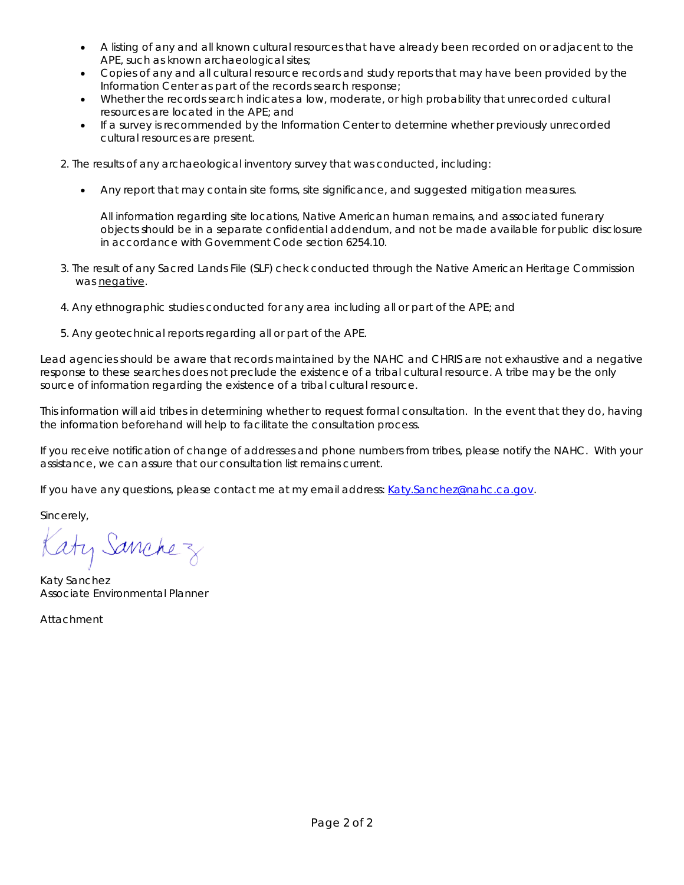- A listing of any and all known cultural resources that have already been recorded on or adjacent to the APE, such as known archaeological sites;
- Copies of any and all cultural resource records and study reports that may have been provided by the Information Center as part of the records search response;
- Whether the records search indicates a low, moderate, or high probability that unrecorded cultural resources are located in the APE; and
- If a survey is recommended by the Information Center to determine whether previously unrecorded cultural resources are present.

2. The results of any archaeological inventory survey that was conducted, including:

   - Any report that may contain site forms, site significance, and suggested mitigation measures.

     All information regarding site locations, Native American human remains, and associated funerary objects should be in a separate confidential addendum, and not be made available for public disclosure in accordance with Government Code section 6254.10.

3. The result of any Sacred Lands File (SLF) check conducted through the Native American Heritage Commission was negative.

4. Any ethnographic studies conducted for any area including all or part of the APE; and

5. Any geotechnical reports regarding all or part of the APE.

Lead agencies should be aware that records maintained by the NAHC and CHRIS are not exhaustive and a negative response to these searches does not preclude the existence of a tribal cultural resource. A tribe may be the only source of information regarding the existence of a tribal cultural resource.

This information will aid tribes in determining whether to request formal consultation. In the event that they do, having the information beforehand will help to facilitate the consultation process.

If you receive notification of change of addresses and phone numbers from tribes, please notify the NAHC. With your assistance, we can assure that our consultation list remains current.

If you have any questions, please contact me at my email address: Katy.Sanchez@nahc.ca.gov.

Sincerely,

Katy Sanchez

Katy Sanchez
Associate Environmental Planner

Attachment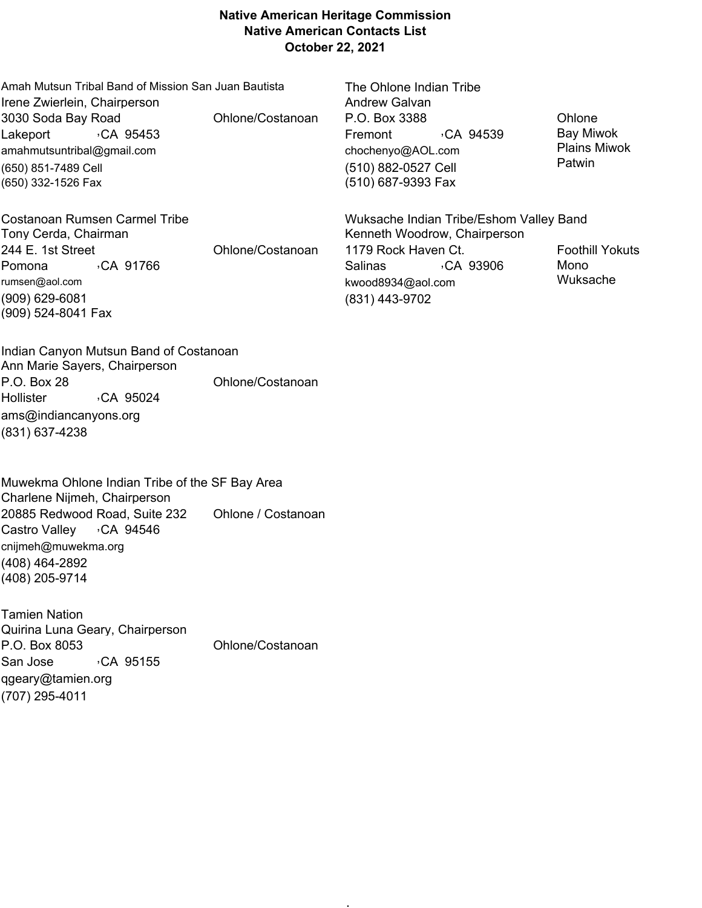**Native American Heritage Commission**
**Native American Contacts List**
**October 22, 2021**

Amah Mutsun Tribal Band of Mission San Juan Bautista
Irene Zwierlein, Chairperson
3030 Soda Bay Road
Lakeport ,CA 95453
amahmutsuntribal@gmail.com
(650) 851-7489 Cell
(650) 332-1526 Fax
Ohlone/Costanoan

Costanoan Rumsen Carmel Tribe
Tony Cerda, Chairman
244 E. 1st Street
Pomona ,CA 91766
rumsen@aol.com
(909) 629-6081
(909) 524-8041 Fax
Ohlone/Costanoan

Indian Canyon Mutsun Band of Costanoan
Ann Marie Sayers, Chairperson
P.O. Box 28
Hollister ,CA 95024
ams@indiancanyons.org
(831) 637-4238
Ohlone/Costanoan

Muwekma Ohlone Indian Tribe of the SF Bay Area
Charlene Nijmeh, Chairperson
20885 Redwood Road, Suite 232
Castro Valley ,CA 94546
cnijmeh@muwekma.org
(408) 464-2892
(408) 205-9714
Ohlone / Costanoan

Tamien Nation
Quirina Luna Geary, Chairperson
P.O. Box 8053
San Jose ,CA 95155
qgeary@tamien.org
(707) 295-4011
Ohlone/Costanoan

The Ohlone Indian Tribe
Andrew Galvan
P.O. Box 3388
Fremont ,CA 94539
chochenyo@AOL.com
(510) 882-0527 Cell
(510) 687-9393 Fax
Ohlone
Bay Miwok
Plains Miwok
Patwin

Wuksache Indian Tribe/Eshom Valley Band
Kenneth Woodrow, Chairperson
1179 Rock Haven Ct.
Salinas ,CA 93906
kwood8934@aol.com
(831) 443-9702
Foothill Yokuts
Mono
Wuksache